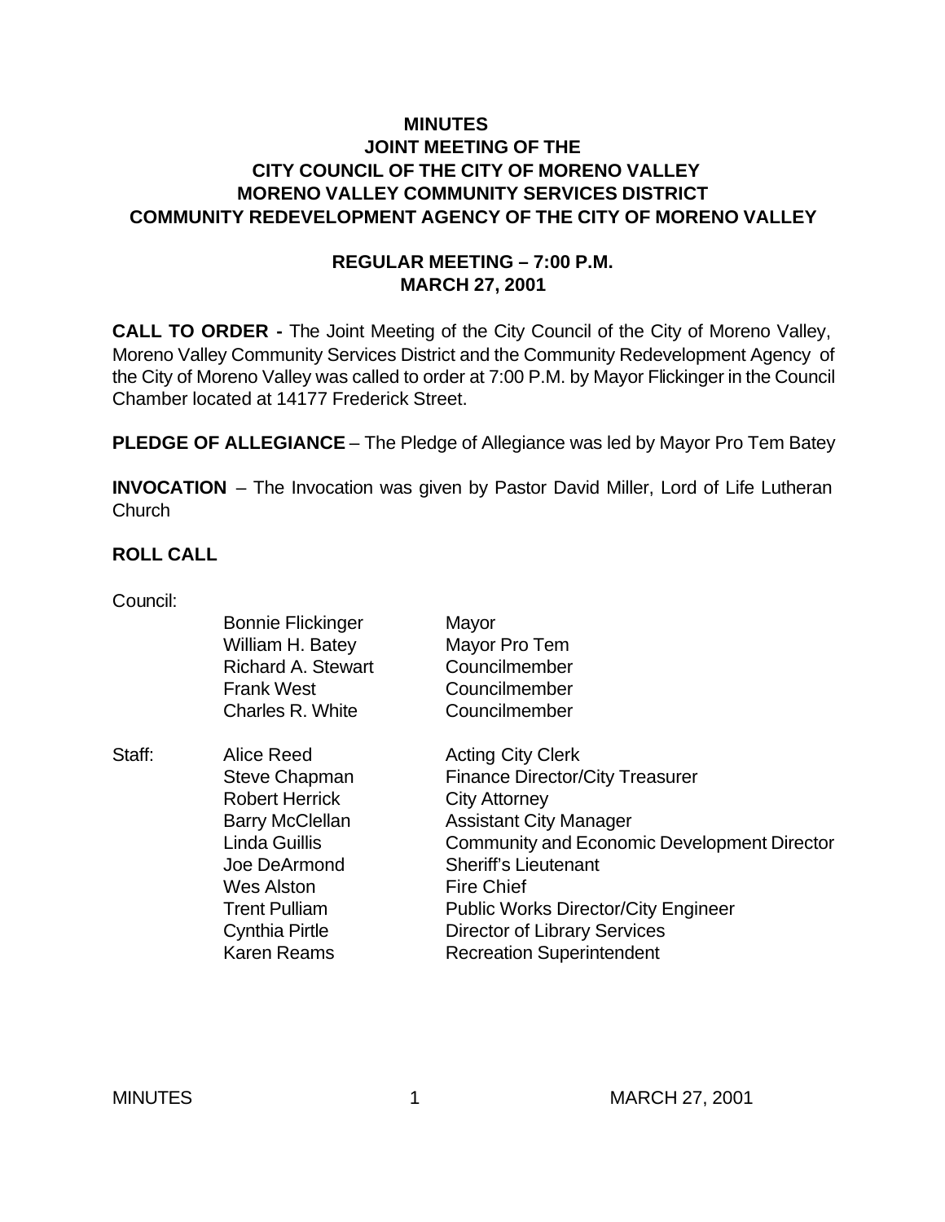# MINUTES
## JOINT MEETING OF THE
## CITY COUNCIL OF THE CITY OF MORENO VALLEY
## MORENO VALLEY COMMUNITY SERVICES DISTRICT
## COMMUNITY REDEVELOPMENT AGENCY OF THE CITY OF MORENO VALLEY

### REGULAR MEETING – 7:00 P.M.
### MARCH 27, 2001

**CALL TO ORDER -** The Joint Meeting of the City Council of the City of Moreno Valley, Moreno Valley Community Services District and the Community Redevelopment Agency of the City of Moreno Valley was called to order at 7:00 P.M. by Mayor Flickinger in the Council Chamber located at 14177 Frederick Street.

**PLEDGE OF ALLEGIANCE** – The Pledge of Allegiance was led by Mayor Pro Tem Batey

**INVOCATION** – The Invocation was given by Pastor David Miller, Lord of Life Lutheran Church

**ROLL CALL**

| | | |
|---|---|---|
| Council: | | |
| | Bonnie Flickinger | Mayor |
| | William H. Batey | Mayor Pro Tem |
| | Richard A. Stewart | Councilmember |
| | Frank West | Councilmember |
| | Charles R. White | Councilmember |
| Staff: | Alice Reed | Acting City Clerk |
| | Steve Chapman | Finance Director/City Treasurer |
| | Robert Herrick | City Attorney |
| | Barry McClellan | Assistant City Manager |
| | Linda Guillis | Community and Economic Development Director |
| | Joe DeArmond | Sheriff's Lieutenant |
| | Wes Alston | Fire Chief |
| | Trent Pulliam | Public Works Director/City Engineer |
| | Cynthia Pirtle | Director of Library Services |
| | Karen Reams | Recreation Superintendent |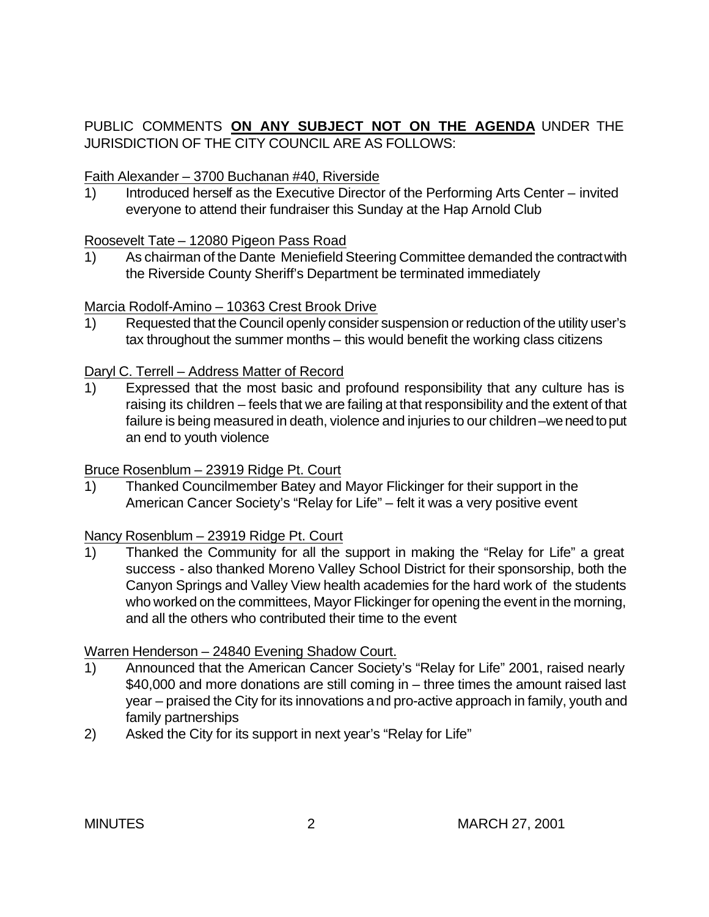PUBLIC COMMENTS **ON ANY SUBJECT NOT ON THE AGENDA** UNDER THE JURISDICTION OF THE CITY COUNCIL ARE AS FOLLOWS:

Faith Alexander – 3700 Buchanan #40, Riverside

1) Introduced herself as the Executive Director of the Performing Arts Center – invited everyone to attend their fundraiser this Sunday at the Hap Arnold Club

Roosevelt Tate – 12080 Pigeon Pass Road

1) As chairman of the Dante Meniefield Steering Committee demanded the contract with the Riverside County Sheriff's Department be terminated immediately

Marcia Rodolf-Amino – 10363 Crest Brook Drive

1) Requested that the Council openly consider suspension or reduction of the utility user's tax throughout the summer months – this would benefit the working class citizens

Daryl C. Terrell – Address Matter of Record

1) Expressed that the most basic and profound responsibility that any culture has is raising its children – feels that we are failing at that responsibility and the extent of that failure is being measured in death, violence and injuries to our children – we need to put an end to youth violence

Bruce Rosenblum – 23919 Ridge Pt. Court

1) Thanked Councilmember Batey and Mayor Flickinger for their support in the American Cancer Society's "Relay for Life" – felt it was a very positive event

Nancy Rosenblum – 23919 Ridge Pt. Court

1) Thanked the Community for all the support in making the "Relay for Life" a great success - also thanked Moreno Valley School District for their sponsorship, both the Canyon Springs and Valley View health academies for the hard work of the students who worked on the committees, Mayor Flickinger for opening the event in the morning, and all the others who contributed their time to the event

Warren Henderson – 24840 Evening Shadow Court.

1) Announced that the American Cancer Society's "Relay for Life" 2001, raised nearly $40,000 and more donations are still coming in – three times the amount raised last year – praised the City for its innovations and pro-active approach in family, youth and family partnerships
2) Asked the City for its support in next year's "Relay for Life"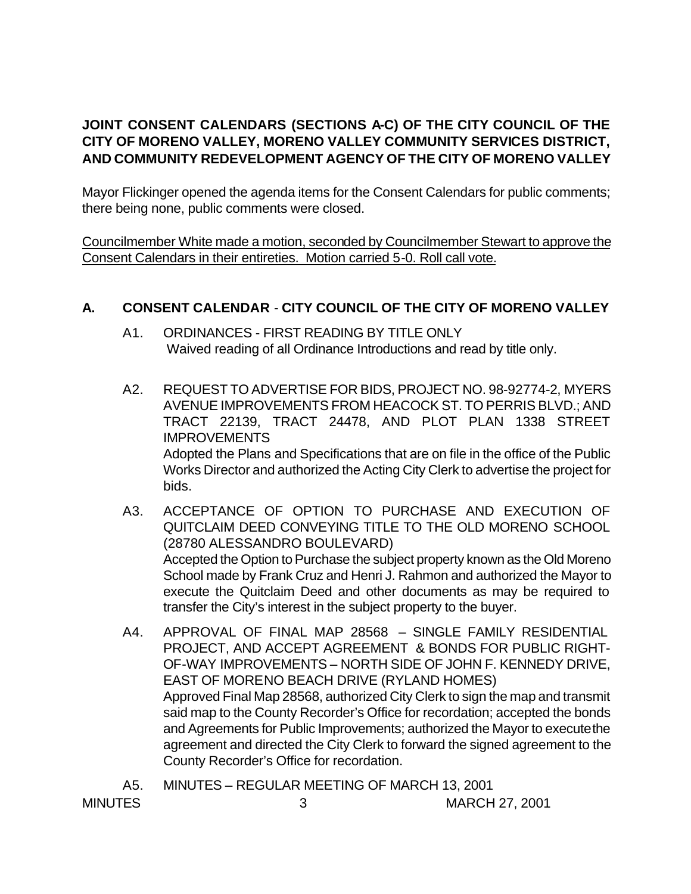**JOINT CONSENT CALENDARS (SECTIONS A-C) OF THE CITY COUNCIL OF THE CITY OF MORENO VALLEY, MORENO VALLEY COMMUNITY SERVICES DISTRICT, AND COMMUNITY REDEVELOPMENT AGENCY OF THE CITY OF MORENO VALLEY**

Mayor Flickinger opened the agenda items for the Consent Calendars for public comments; there being none, public comments were closed.

Councilmember White made a motion, seconded by Councilmember Stewart to approve the Consent Calendars in their entireties. Motion carried 5-0. Roll call vote.

## A. CONSENT CALENDAR - CITY COUNCIL OF THE CITY OF MORENO VALLEY

A1. ORDINANCES - FIRST READING BY TITLE ONLY
Waived reading of all Ordinance Introductions and read by title only.

A2. REQUEST TO ADVERTISE FOR BIDS, PROJECT NO. 98-92774-2, MYERS AVENUE IMPROVEMENTS FROM HEACOCK ST. TO PERRIS BLVD.; AND TRACT 22139, TRACT 24478, AND PLOT PLAN 1338 STREET IMPROVEMENTS
Adopted the Plans and Specifications that are on file in the office of the Public Works Director and authorized the Acting City Clerk to advertise the project for bids.

A3. ACCEPTANCE OF OPTION TO PURCHASE AND EXECUTION OF QUITCLAIM DEED CONVEYING TITLE TO THE OLD MORENO SCHOOL (28780 ALESSANDRO BOULEVARD)
Accepted the Option to Purchase the subject property known as the Old Moreno School made by Frank Cruz and Henri J. Rahmon and authorized the Mayor to execute the Quitclaim Deed and other documents as may be required to transfer the City's interest in the subject property to the buyer.

A4. APPROVAL OF FINAL MAP 28568 – SINGLE FAMILY RESIDENTIAL PROJECT, AND ACCEPT AGREEMENT & BONDS FOR PUBLIC RIGHT-OF-WAY IMPROVEMENTS – NORTH SIDE OF JOHN F. KENNEDY DRIVE, EAST OF MORENO BEACH DRIVE (RYLAND HOMES)
Approved Final Map 28568, authorized City Clerk to sign the map and transmit said map to the County Recorder's Office for recordation; accepted the bonds and Agreements for Public Improvements; authorized the Mayor to execute the agreement and directed the City Clerk to forward the signed agreement to the County Recorder's Office for recordation.

A5. MINUTES – REGULAR MEETING OF MARCH 13, 2001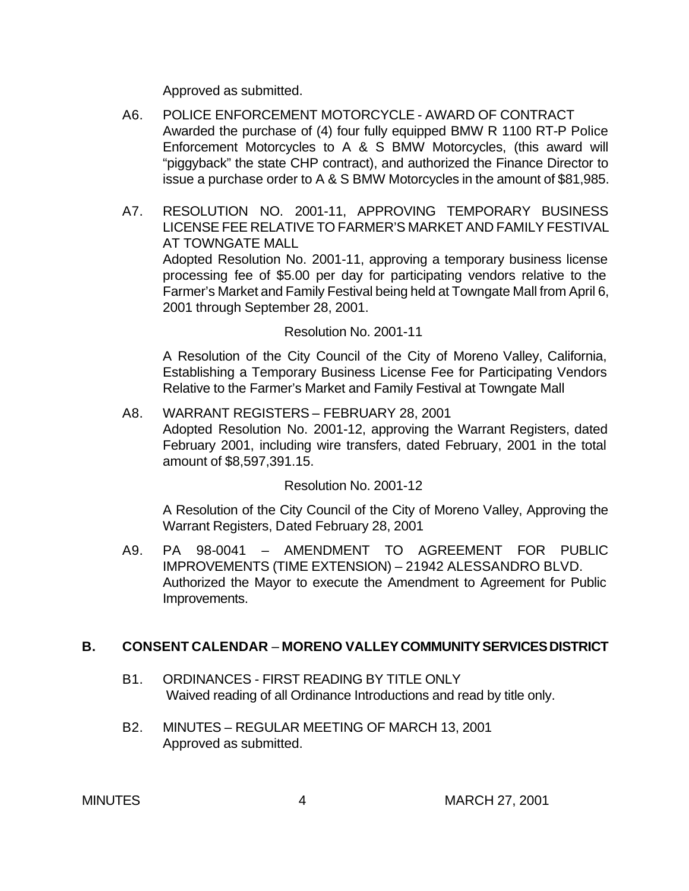Approved as submitted.

A6. POLICE ENFORCEMENT MOTORCYCLE - AWARD OF CONTRACT
Awarded the purchase of (4) four fully equipped BMW R 1100 RT-P Police Enforcement Motorcycles to A & S BMW Motorcycles, (this award will "piggyback" the state CHP contract), and authorized the Finance Director to issue a purchase order to A & S BMW Motorcycles in the amount of $81,985.

A7. RESOLUTION NO. 2001-11, APPROVING TEMPORARY BUSINESS LICENSE FEE RELATIVE TO FARMER'S MARKET AND FAMILY FESTIVAL AT TOWNGATE MALL
Adopted Resolution No. 2001-11, approving a temporary business license processing fee of $5.00 per day for participating vendors relative to the Farmer's Market and Family Festival being held at Towngate Mall from April 6, 2001 through September 28, 2001.

Resolution No. 2001-11

A Resolution of the City Council of the City of Moreno Valley, California, Establishing a Temporary Business License Fee for Participating Vendors Relative to the Farmer's Market and Family Festival at Towngate Mall

A8. WARRANT REGISTERS – FEBRUARY 28, 2001
Adopted Resolution No. 2001-12, approving the Warrant Registers, dated February 2001, including wire transfers, dated February, 2001 in the total amount of $8,597,391.15.

Resolution No. 2001-12

A Resolution of the City Council of the City of Moreno Valley, Approving the Warrant Registers, Dated February 28, 2001

A9. PA 98-0041 – AMENDMENT TO AGREEMENT FOR PUBLIC IMPROVEMENTS (TIME EXTENSION) – 21942 ALESSANDRO BLVD.
Authorized the Mayor to execute the Amendment to Agreement for Public Improvements.

## B. CONSENT CALENDAR – MORENO VALLEY COMMUNITY SERVICES DISTRICT

B1. ORDINANCES - FIRST READING BY TITLE ONLY
Waived reading of all Ordinance Introductions and read by title only.

B2. MINUTES – REGULAR MEETING OF MARCH 13, 2001
Approved as submitted.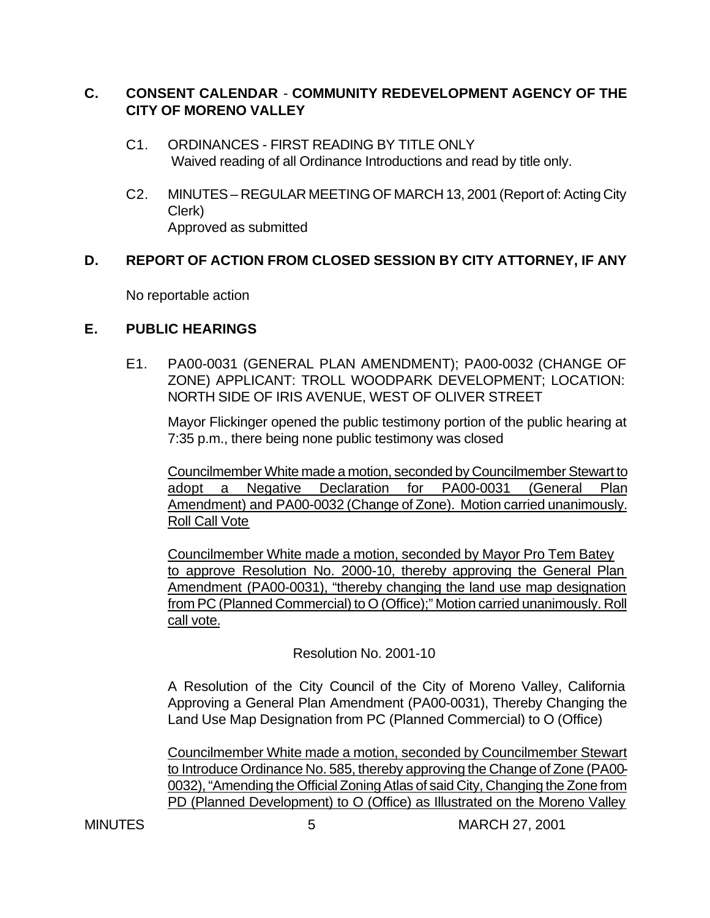## C. CONSENT CALENDAR - COMMUNITY REDEVELOPMENT AGENCY OF THE CITY OF MORENO VALLEY

C1. ORDINANCES - FIRST READING BY TITLE ONLY
Waived reading of all Ordinance Introductions and read by title only.

C2. MINUTES – REGULAR MEETING OF MARCH 13, 2001 (Report of: Acting City Clerk)
Approved as submitted

## D. REPORT OF ACTION FROM CLOSED SESSION BY CITY ATTORNEY, IF ANY

No reportable action

## E. PUBLIC HEARINGS

E1. PA00-0031 (GENERAL PLAN AMENDMENT); PA00-0032 (CHANGE OF ZONE) APPLICANT: TROLL WOODPARK DEVELOPMENT; LOCATION: NORTH SIDE OF IRIS AVENUE, WEST OF OLIVER STREET

Mayor Flickinger opened the public testimony portion of the public hearing at 7:35 p.m., there being none public testimony was closed

Councilmember White made a motion, seconded by Councilmember Stewart to adopt a Negative Declaration for PA00-0031 (General Plan Amendment) and PA00-0032 (Change of Zone). Motion carried unanimously. Roll Call Vote

Councilmember White made a motion, seconded by Mayor Pro Tem Batey to approve Resolution No. 2000-10, thereby approving the General Plan Amendment (PA00-0031), "thereby changing the land use map designation from PC (Planned Commercial) to O (Office);" Motion carried unanimously. Roll call vote.

Resolution No. 2001-10

A Resolution of the City Council of the City of Moreno Valley, California Approving a General Plan Amendment (PA00-0031), Thereby Changing the Land Use Map Designation from PC (Planned Commercial) to O (Office)

Councilmember White made a motion, seconded by Councilmember Stewart to Introduce Ordinance No. 585, thereby approving the Change of Zone (PA00-0032), "Amending the Official Zoning Atlas of said City, Changing the Zone from PD (Planned Development) to O (Office) as Illustrated on the Moreno Valley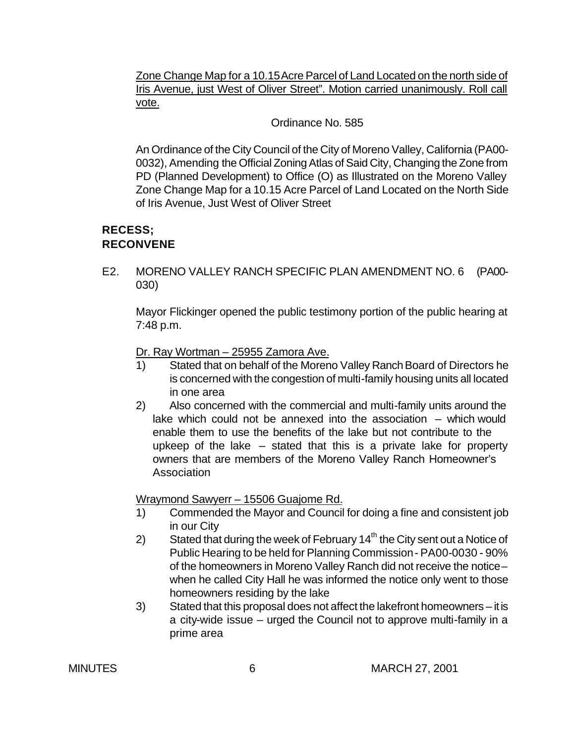Zone Change Map for a 10.15 Acre Parcel of Land Located on the north side of Iris Avenue, just West of Oliver Street". Motion carried unanimously. Roll call vote.

Ordinance No. 585

An Ordinance of the City Council of the City of Moreno Valley, California (PA00-0032), Amending the Official Zoning Atlas of Said City, Changing the Zone from PD (Planned Development) to Office (O) as Illustrated on the Moreno Valley Zone Change Map for a 10.15 Acre Parcel of Land Located on the North Side of Iris Avenue, Just West of Oliver Street

**RECESS;**
**RECONVENE**

E2. MORENO VALLEY RANCH SPECIFIC PLAN AMENDMENT NO. 6 (PA00-030)

Mayor Flickinger opened the public testimony portion of the public hearing at 7:48 p.m.

Dr. Ray Wortman – 25955 Zamora Ave.

1) Stated that on behalf of the Moreno Valley Ranch Board of Directors he is concerned with the congestion of multi-family housing units all located in one area
2) Also concerned with the commercial and multi-family units around the lake which could not be annexed into the association – which would enable them to use the benefits of the lake but not contribute to the upkeep of the lake – stated that this is a private lake for property owners that are members of the Moreno Valley Ranch Homeowner's Association

Wraymond Sawyerr – 15506 Guajome Rd.

1) Commended the Mayor and Council for doing a fine and consistent job in our City
2) Stated that during the week of February 14th the City sent out a Notice of Public Hearing to be held for Planning Commission - PA00-0030 - 90% of the homeowners in Moreno Valley Ranch did not receive the notice – when he called City Hall he was informed the notice only went to those homeowners residing by the lake
3) Stated that this proposal does not affect the lakefront homeowners – it is a city-wide issue – urged the Council not to approve multi-family in a prime area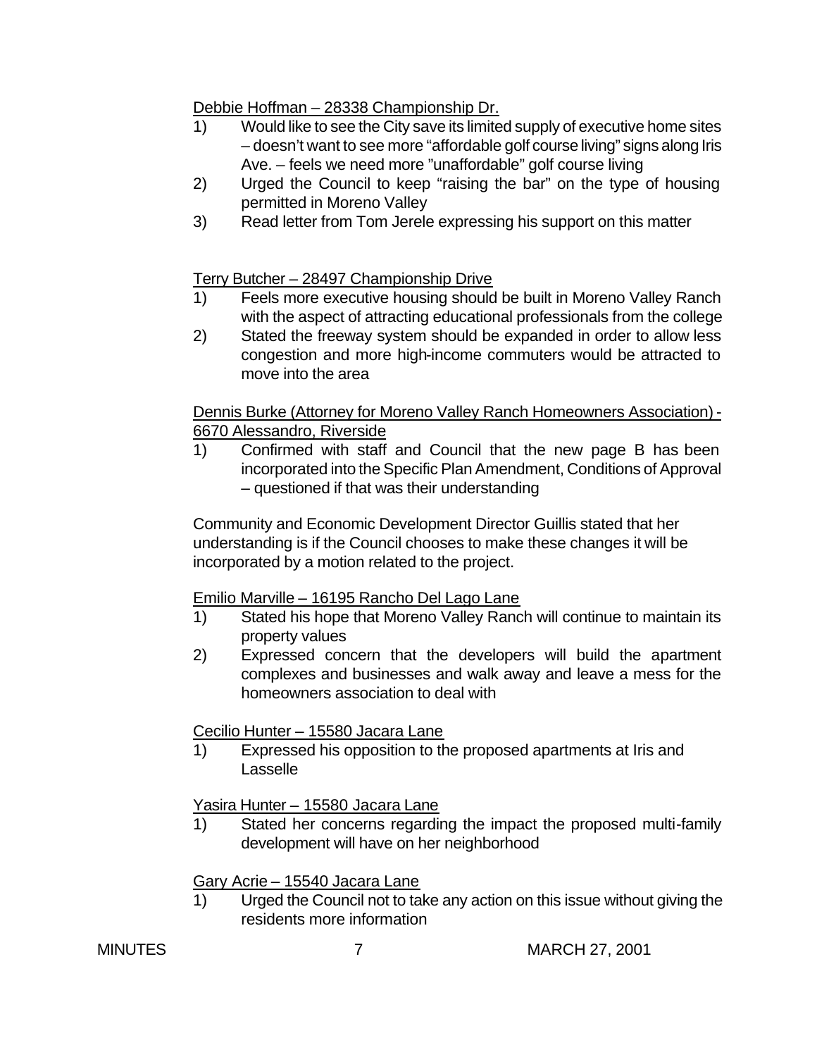Debbie Hoffman – 28338 Championship Dr.

1) Would like to see the City save its limited supply of executive home sites – doesn't want to see more "affordable golf course living" signs along Iris Ave. – feels we need more "unaffordable" golf course living
2) Urged the Council to keep "raising the bar" on the type of housing permitted in Moreno Valley
3) Read letter from Tom Jerele expressing his support on this matter

Terry Butcher – 28497 Championship Drive

1) Feels more executive housing should be built in Moreno Valley Ranch with the aspect of attracting educational professionals from the college
2) Stated the freeway system should be expanded in order to allow less congestion and more high-income commuters would be attracted to move into the area

Dennis Burke (Attorney for Moreno Valley Ranch Homeowners Association) - 6670 Alessandro, Riverside

1) Confirmed with staff and Council that the new page B has been incorporated into the Specific Plan Amendment, Conditions of Approval – questioned if that was their understanding

Community and Economic Development Director Guillis stated that her understanding is if the Council chooses to make these changes it will be incorporated by a motion related to the project.

Emilio Marville – 16195 Rancho Del Lago Lane

1) Stated his hope that Moreno Valley Ranch will continue to maintain its property values
2) Expressed concern that the developers will build the apartment complexes and businesses and walk away and leave a mess for the homeowners association to deal with

Cecilio Hunter – 15580 Jacara Lane

1) Expressed his opposition to the proposed apartments at Iris and Lasselle

Yasira Hunter – 15580 Jacara Lane

1) Stated her concerns regarding the impact the proposed multi-family development will have on her neighborhood

Gary Acrie – 15540 Jacara Lane

1) Urged the Council not to take any action on this issue without giving the residents more information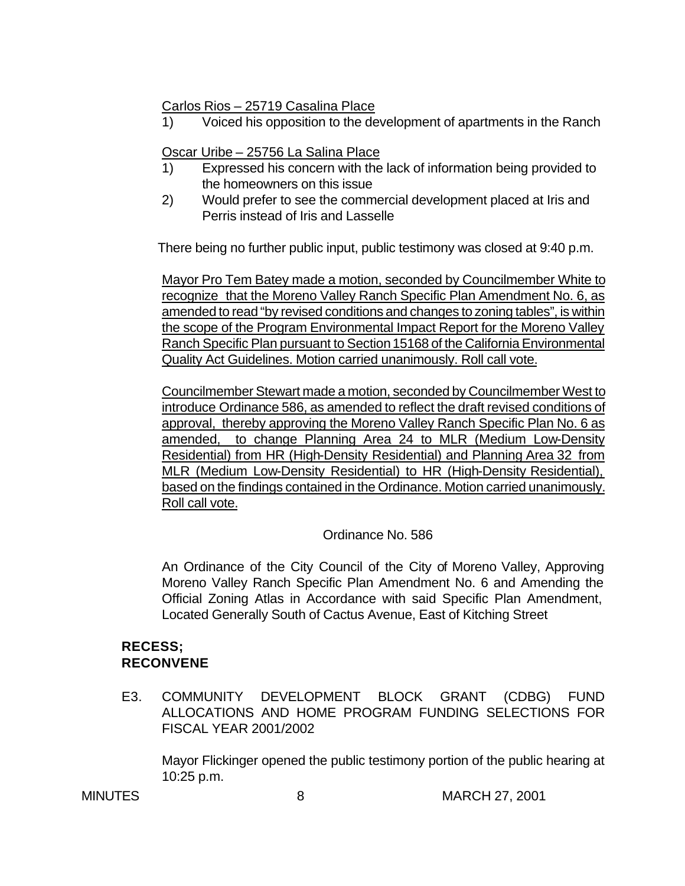Carlos Rios – 25719 Casalina Place

1) Voiced his opposition to the development of apartments in the Ranch

Oscar Uribe – 25756 La Salina Place

1) Expressed his concern with the lack of information being provided to the homeowners on this issue
2) Would prefer to see the commercial development placed at Iris and Perris instead of Iris and Lasselle

There being no further public input, public testimony was closed at 9:40 p.m.

Mayor Pro Tem Batey made a motion, seconded by Councilmember White to recognize that the Moreno Valley Ranch Specific Plan Amendment No. 6, as amended to read "by revised conditions and changes to zoning tables", is within the scope of the Program Environmental Impact Report for the Moreno Valley Ranch Specific Plan pursuant to Section 15168 of the California Environmental Quality Act Guidelines. Motion carried unanimously. Roll call vote.

Councilmember Stewart made a motion, seconded by Councilmember West to introduce Ordinance 586, as amended to reflect the draft revised conditions of approval, thereby approving the Moreno Valley Ranch Specific Plan No. 6 as amended, to change Planning Area 24 to MLR (Medium Low-Density Residential) from HR (High-Density Residential) and Planning Area 32 from MLR (Medium Low-Density Residential) to HR (High-Density Residential), based on the findings contained in the Ordinance. Motion carried unanimously. Roll call vote.

Ordinance No. 586

An Ordinance of the City Council of the City of Moreno Valley, Approving Moreno Valley Ranch Specific Plan Amendment No. 6 and Amending the Official Zoning Atlas in Accordance with said Specific Plan Amendment, Located Generally South of Cactus Avenue, East of Kitching Street

**RECESS;**
**RECONVENE**

E3. COMMUNITY DEVELOPMENT BLOCK GRANT (CDBG) FUND ALLOCATIONS AND HOME PROGRAM FUNDING SELECTIONS FOR FISCAL YEAR 2001/2002

Mayor Flickinger opened the public testimony portion of the public hearing at 10:25 p.m.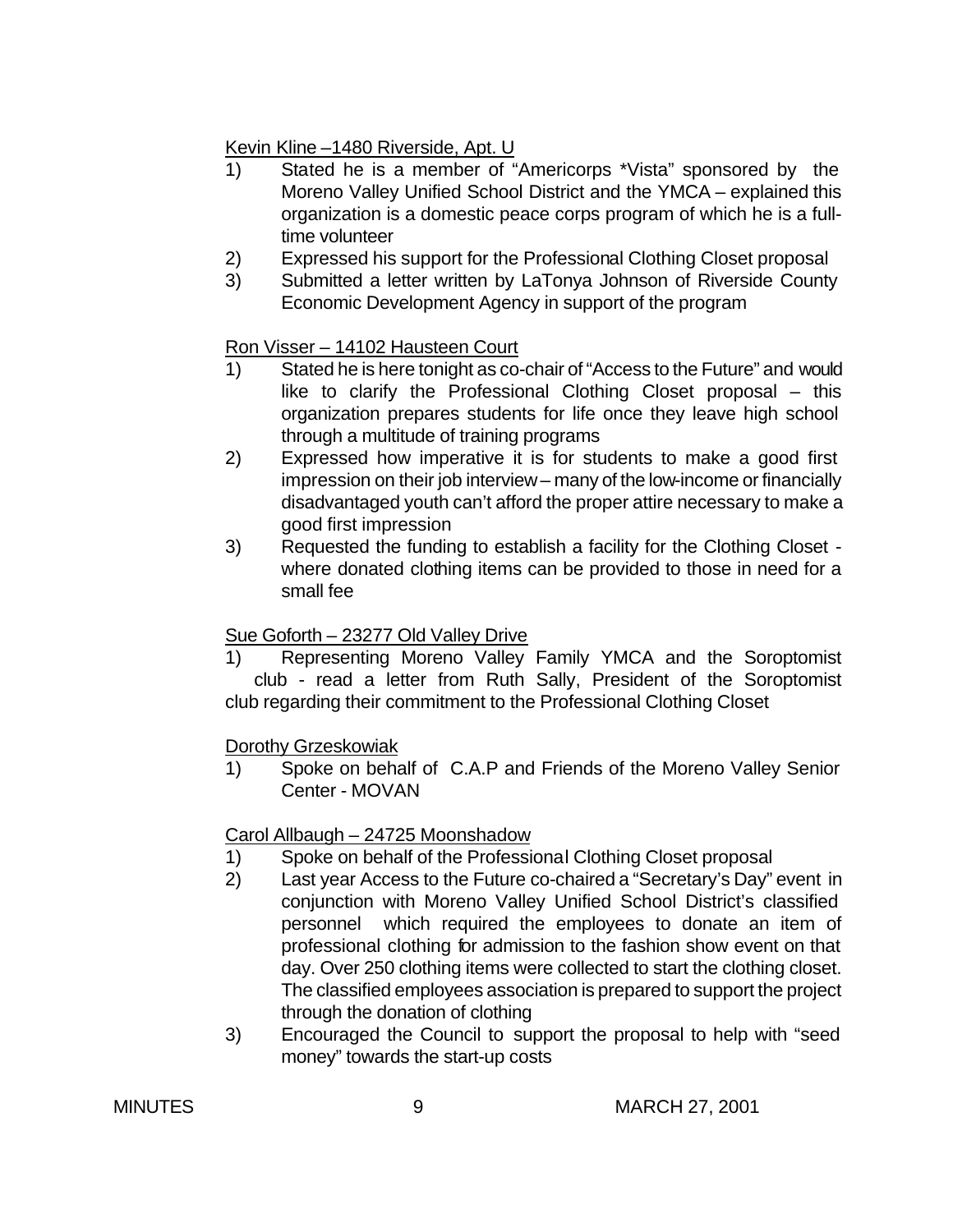Kevin Kline –1480 Riverside, Apt. U

1) Stated he is a member of "Americorps *Vista" sponsored by the Moreno Valley Unified School District and the YMCA – explained this organization is a domestic peace corps program of which he is a full-time volunteer
2) Expressed his support for the Professional Clothing Closet proposal
3) Submitted a letter written by LaTonya Johnson of Riverside County Economic Development Agency in support of the program

Ron Visser – 14102 Hausteen Court

1) Stated he is here tonight as co-chair of "Access to the Future" and would like to clarify the Professional Clothing Closet proposal – this organization prepares students for life once they leave high school through a multitude of training programs
2) Expressed how imperative it is for students to make a good first impression on their job interview – many of the low-income or financially disadvantaged youth can't afford the proper attire necessary to make a good first impression
3) Requested the funding to establish a facility for the Clothing Closet - where donated clothing items can be provided to those in need for a small fee

Sue Goforth – 23277 Old Valley Drive

1) Representing Moreno Valley Family YMCA and the Soroptomist club - read a letter from Ruth Sally, President of the Soroptomist club regarding their commitment to the Professional Clothing Closet

Dorothy Grzeskowiak

1) Spoke on behalf of C.A.P and Friends of the Moreno Valley Senior Center - MOVAN

Carol Allbaugh – 24725 Moonshadow

1) Spoke on behalf of the Professional Clothing Closet proposal
2) Last year Access to the Future co-chaired a "Secretary's Day" event in conjunction with Moreno Valley Unified School District's classified personnel which required the employees to donate an item of professional clothing for admission to the fashion show event on that day. Over 250 clothing items were collected to start the clothing closet. The classified employees association is prepared to support the project through the donation of clothing
3) Encouraged the Council to support the proposal to help with "seed money" towards the start-up costs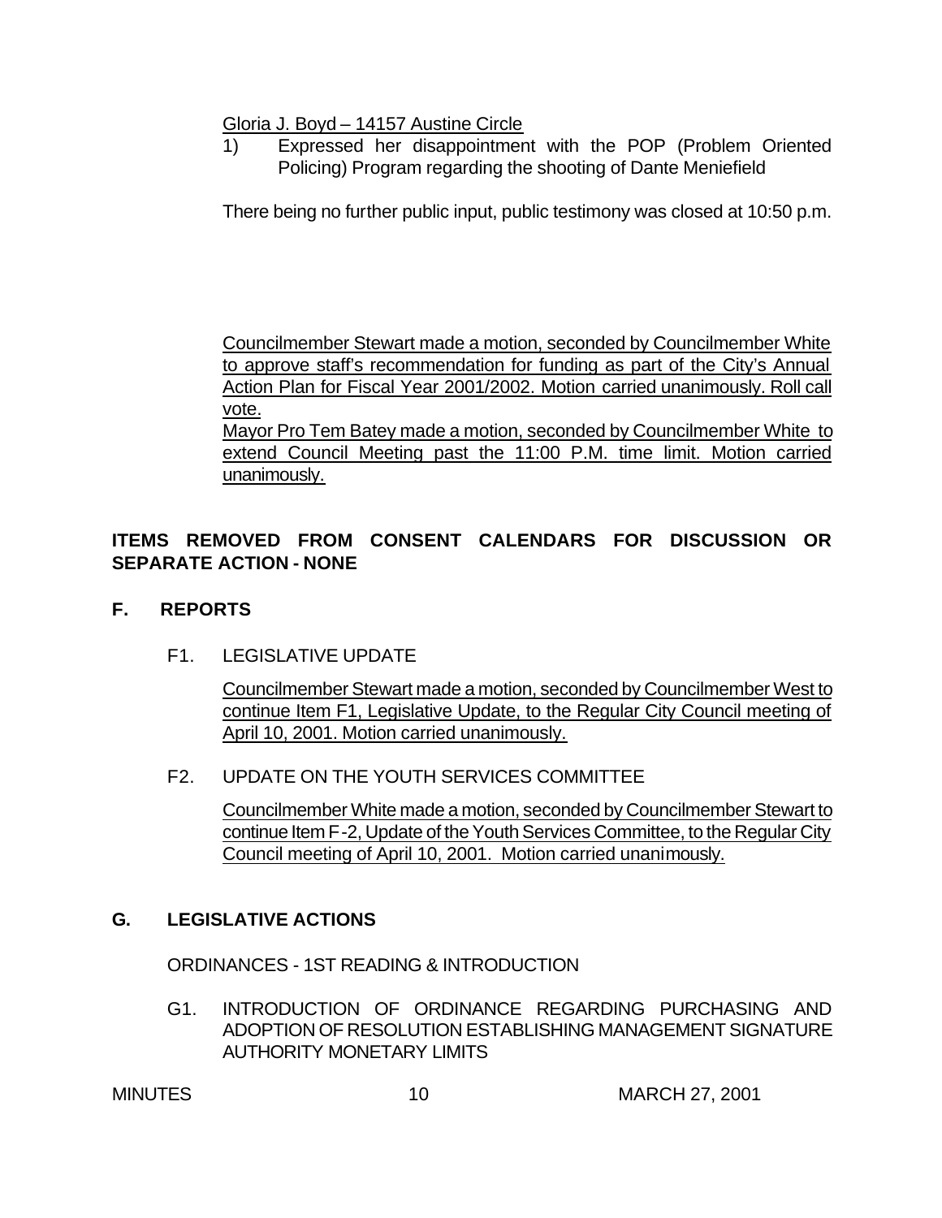<u>Gloria J. Boyd – 14157 Austine Circle</u>

1) Expressed her disappointment with the POP (Problem Oriented Policing) Program regarding the shooting of Dante Meniefield

There being no further public input, public testimony was closed at 10:50 p.m.

<u>Councilmember Stewart made a motion, seconded by Councilmember White to approve staff's recommendation for funding as part of the City's Annual Action Plan for Fiscal Year 2001/2002. Motion carried unanimously. Roll call vote.</u>

<u>Mayor Pro Tem Batey made a motion, seconded by Councilmember White to extend Council Meeting past the 11:00 P.M. time limit. Motion carried unanimously.</u>

**ITEMS REMOVED FROM CONSENT CALENDARS FOR DISCUSSION OR SEPARATE ACTION - NONE**

## F. REPORTS

F1. LEGISLATIVE UPDATE

<u>Councilmember Stewart made a motion, seconded by Councilmember West to continue Item F1, Legislative Update, to the Regular City Council meeting of April 10, 2001. Motion carried unanimously.</u>

F2. UPDATE ON THE YOUTH SERVICES COMMITTEE

<u>Councilmember White made a motion, seconded by Councilmember Stewart to continue Item F-2, Update of the Youth Services Committee, to the Regular City Council meeting of April 10, 2001. Motion carried unanimously.</u>

## G. LEGISLATIVE ACTIONS

ORDINANCES - 1ST READING & INTRODUCTION

G1. INTRODUCTION OF ORDINANCE REGARDING PURCHASING AND ADOPTION OF RESOLUTION ESTABLISHING MANAGEMENT SIGNATURE AUTHORITY MONETARY LIMITS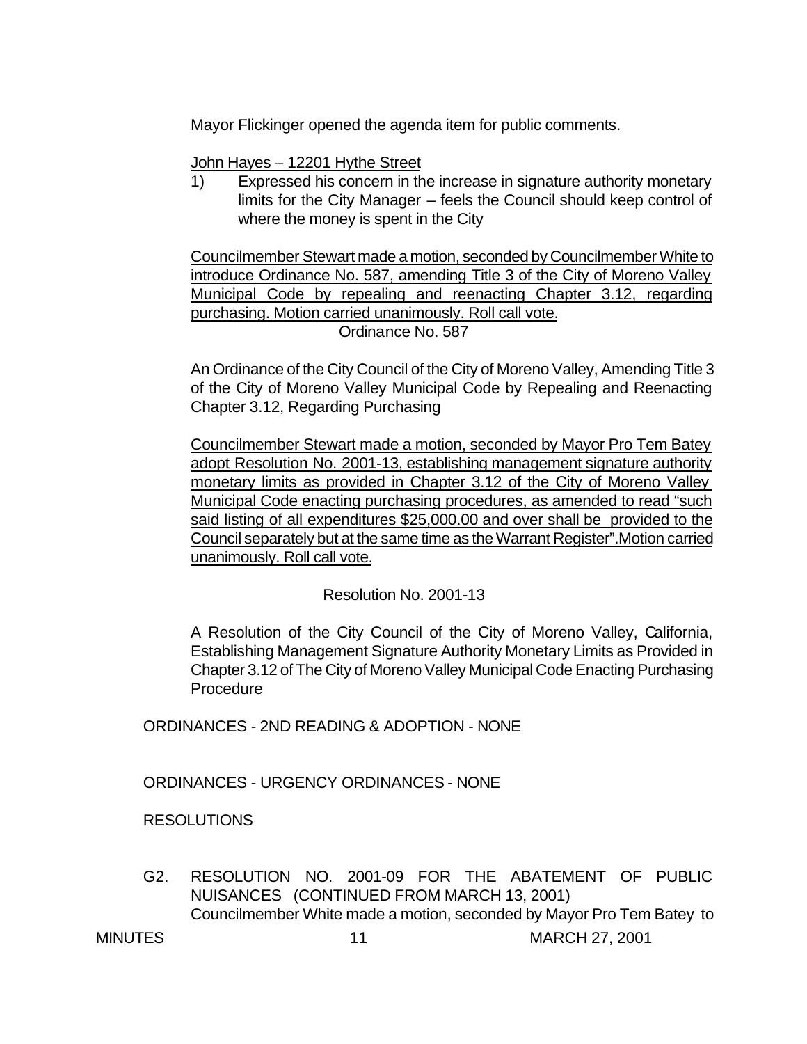Mayor Flickinger opened the agenda item for public comments.

John Hayes – 12201 Hythe Street

1) Expressed his concern in the increase in signature authority monetary limits for the City Manager – feels the Council should keep control of where the money is spent in the City

Councilmember Stewart made a motion, seconded by Councilmember White to introduce Ordinance No. 587, amending Title 3 of the City of Moreno Valley Municipal Code by repealing and reenacting Chapter 3.12, regarding purchasing. Motion carried unanimously. Roll call vote.

Ordinance No. 587

An Ordinance of the City Council of the City of Moreno Valley, Amending Title 3 of the City of Moreno Valley Municipal Code by Repealing and Reenacting Chapter 3.12, Regarding Purchasing

Councilmember Stewart made a motion, seconded by Mayor Pro Tem Batey adopt Resolution No. 2001-13, establishing management signature authority monetary limits as provided in Chapter 3.12 of the City of Moreno Valley Municipal Code enacting purchasing procedures, as amended to read "such said listing of all expenditures $25,000.00 and over shall be provided to the Council separately but at the same time as the Warrant Register".Motion carried unanimously. Roll call vote.

Resolution No. 2001-13

A Resolution of the City Council of the City of Moreno Valley, California, Establishing Management Signature Authority Monetary Limits as Provided in Chapter 3.12 of The City of Moreno Valley Municipal Code Enacting Purchasing Procedure

ORDINANCES - 2ND READING & ADOPTION - NONE

ORDINANCES - URGENCY ORDINANCES - NONE

RESOLUTIONS

G2. RESOLUTION NO. 2001-09 FOR THE ABATEMENT OF PUBLIC NUISANCES (CONTINUED FROM MARCH 13, 2001)

Councilmember White made a motion, seconded by Mayor Pro Tem Batey to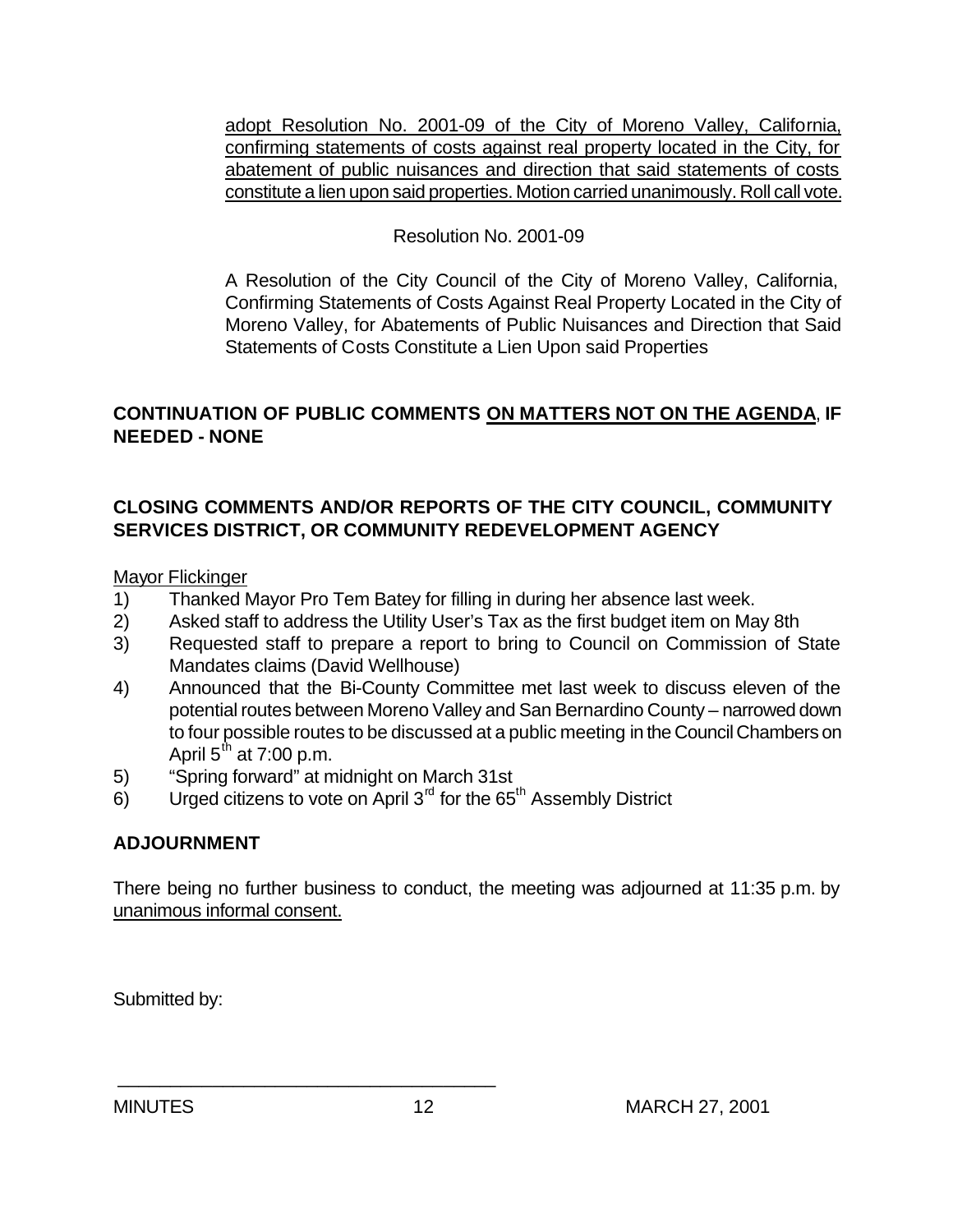adopt Resolution No. 2001-09 of the City of Moreno Valley, California, confirming statements of costs against real property located in the City, for abatement of public nuisances and direction that said statements of costs constitute a lien upon said properties. Motion carried unanimously. Roll call vote.

Resolution No. 2001-09

A Resolution of the City Council of the City of Moreno Valley, California, Confirming Statements of Costs Against Real Property Located in the City of Moreno Valley, for Abatements of Public Nuisances and Direction that Said Statements of Costs Constitute a Lien Upon said Properties

**CONTINUATION OF PUBLIC COMMENTS ON MATTERS NOT ON THE AGENDA, IF NEEDED - NONE**

**CLOSING COMMENTS AND/OR REPORTS OF THE CITY COUNCIL, COMMUNITY SERVICES DISTRICT, OR COMMUNITY REDEVELOPMENT AGENCY**

Mayor Flickinger

1) Thanked Mayor Pro Tem Batey for filling in during her absence last week.
2) Asked staff to address the Utility User's Tax as the first budget item on May 8th
3) Requested staff to prepare a report to bring to Council on Commission of State Mandates claims (David Wellhouse)
4) Announced that the Bi-County Committee met last week to discuss eleven of the potential routes between Moreno Valley and San Bernardino County – narrowed down to four possible routes to be discussed at a public meeting in the Council Chambers on April 5th at 7:00 p.m.
5) "Spring forward" at midnight on March 31st
6) Urged citizens to vote on April 3rd for the 65th Assembly District

**ADJOURNMENT**

There being no further business to conduct, the meeting was adjourned at 11:35 p.m. by unanimous informal consent.

Submitted by:

\_\_\_\_\_\_\_\_\_\_\_\_\_\_\_\_\_\_\_\_\_\_\_\_\_\_\_\_\_\_\_\_\_\_\_\_\_\_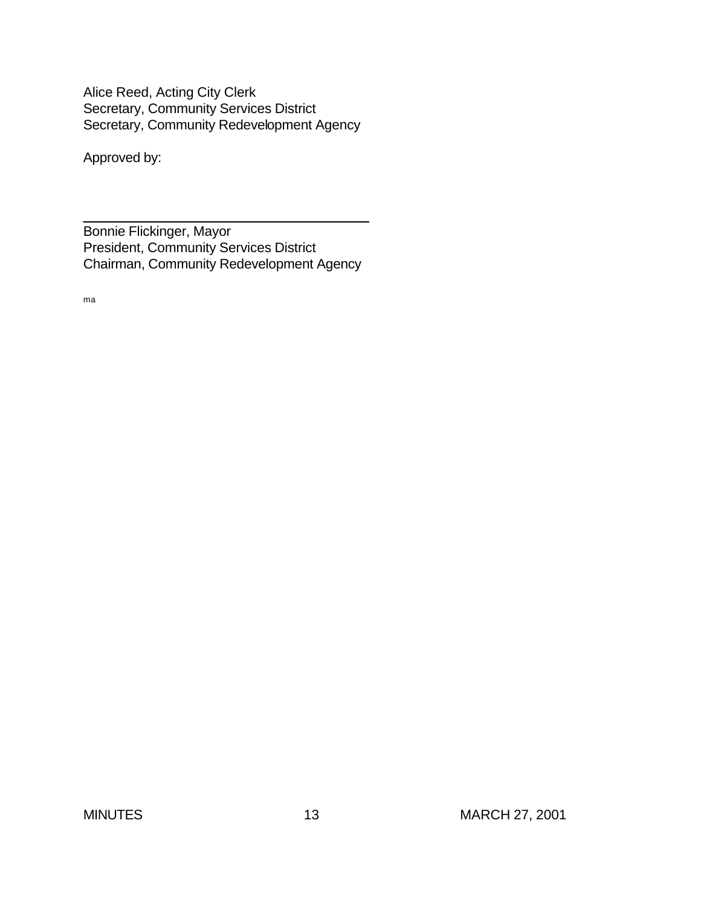Alice Reed, Acting City Clerk
Secretary, Community Services District
Secretary, Community Redevelopment Agency

Approved by:

\_\_\_\_\_\_\_\_\_\_\_\_\_\_\_\_\_\_\_\_\_\_\_\_\_\_\_\_\_\_\_\_\_\_\_\_\_\_

Bonnie Flickinger, Mayor
President, Community Services District
Chairman, Community Redevelopment Agency

ma